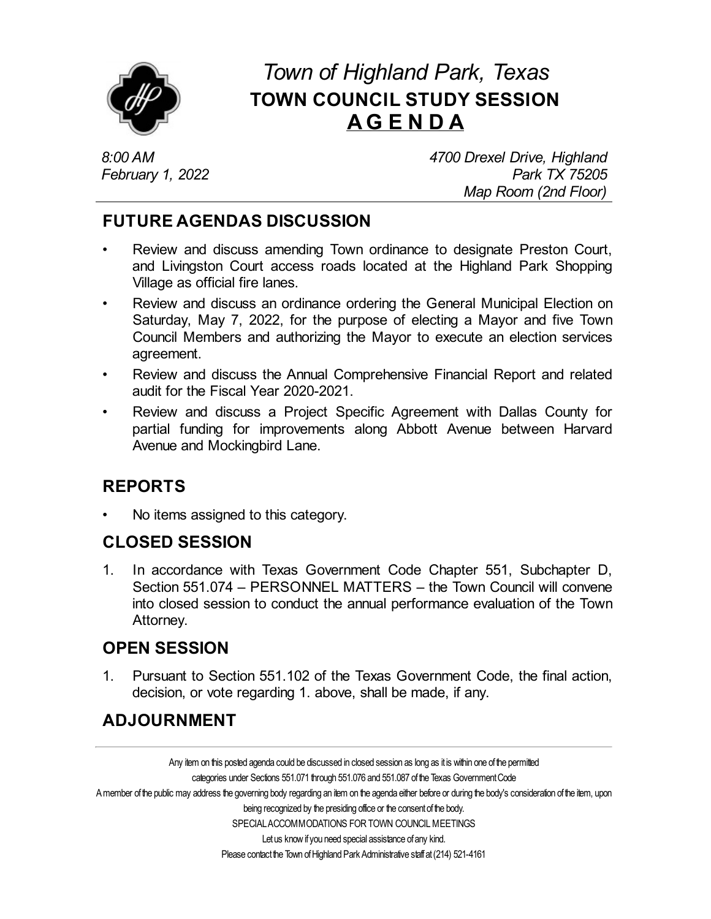# *Town of Highland Park, Texas*

## TOWN COUNCIL STUDY SESSION

## A G E N D A

*8:00 AM*
*February 1, 2022*

*4700 Drexel Drive, Highland Park TX 75205*
*Map Room (2nd Floor)*

---

## FUTURE AGENDAS DISCUSSION

- Review and discuss amending Town ordinance to designate Preston Court, and Livingston Court access roads located at the Highland Park Shopping Village as official fire lanes.
- Review and discuss an ordinance ordering the General Municipal Election on Saturday, May 7, 2022, for the purpose of electing a Mayor and five Town Council Members and authorizing the Mayor to execute an election services agreement.
- Review and discuss the Annual Comprehensive Financial Report and related audit for the Fiscal Year 2020-2021.
- Review and discuss a Project Specific Agreement with Dallas County for partial funding for improvements along Abbott Avenue between Harvard Avenue and Mockingbird Lane.

## REPORTS

- No items assigned to this category.

## CLOSED SESSION

1. In accordance with Texas Government Code Chapter 551, Subchapter D, Section 551.074 – PERSONNEL MATTERS – the Town Council will convene into closed session to conduct the annual performance evaluation of the Town Attorney.

## OPEN SESSION

1. Pursuant to Section 551.102 of the Texas Government Code, the final action, decision, or vote regarding 1. above, shall be made, if any.

## ADJOURNMENT

---

Any item on this posted agenda could be discussed in closed session as long as it is within one of the permitted categories under Sections 551.071 through 551.076 and 551.087 of the Texas Government Code

A member of the public may address the governing body regarding an item on the agenda either before or during the body's consideration of the item, upon being recognized by the presiding office or the consent of the body.

SPECIAL ACCOMMODATIONS FOR TOWN COUNCIL MEETINGS

Let us know if you need special assistance of any kind.

Please contact the Town of Highland Park Administrative staff at (214) 521-4161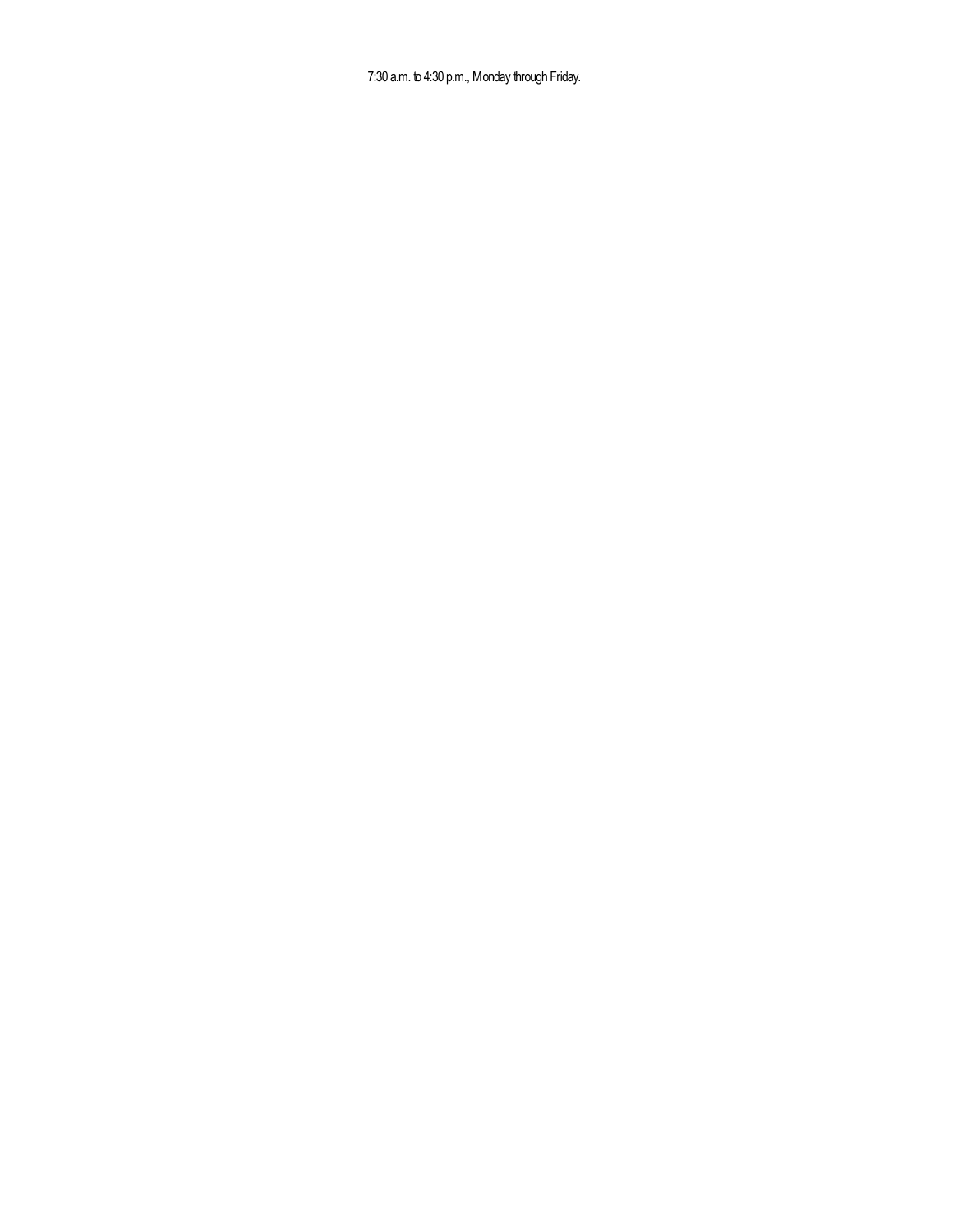7:30 a.m. to 4:30 p.m., Monday through Friday.